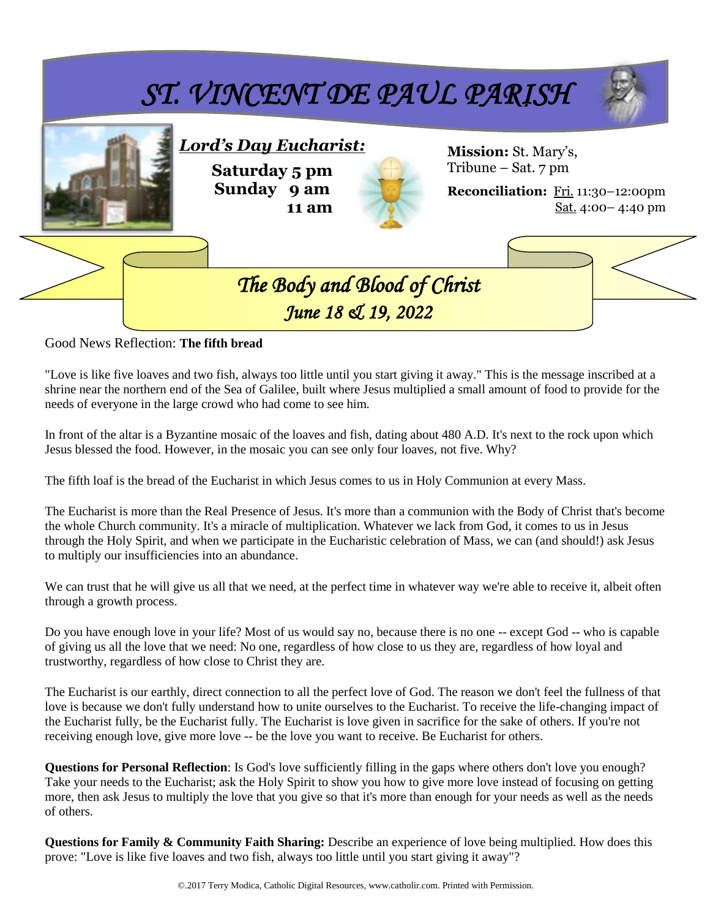# *ST. VINCENT DE PAUL PARISH*

***Lord's Day Eucharist:***

**Saturday 5 pm**
**Sunday 9 am**
**11 am**

**Mission:** St. Mary's, Tribune – Sat. 7 pm

**Reconciliation:** Fri. 11:30–12:00pm
Sat. 4:00– 4:40 pm

## *The Body and Blood of Christ*
### *June 18 & 19, 2022*

Good News Reflection: **The fifth bread**

"Love is like five loaves and two fish, always too little until you start giving it away." This is the message inscribed at a shrine near the northern end of the Sea of Galilee, built where Jesus multiplied a small amount of food to provide for the needs of everyone in the large crowd who had come to see him.

In front of the altar is a Byzantine mosaic of the loaves and fish, dating about 480 A.D. It's next to the rock upon which Jesus blessed the food. However, in the mosaic you can see only four loaves, not five. Why?

The fifth loaf is the bread of the Eucharist in which Jesus comes to us in Holy Communion at every Mass.

The Eucharist is more than the Real Presence of Jesus. It's more than a communion with the Body of Christ that's become the whole Church community. It's a miracle of multiplication. Whatever we lack from God, it comes to us in Jesus through the Holy Spirit, and when we participate in the Eucharistic celebration of Mass, we can (and should!) ask Jesus to multiply our insufficiencies into an abundance.

We can trust that he will give us all that we need, at the perfect time in whatever way we're able to receive it, albeit often through a growth process.

Do you have enough love in your life? Most of us would say no, because there is no one -- except God -- who is capable of giving us all the love that we need: No one, regardless of how close to us they are, regardless of how loyal and trustworthy, regardless of how close to Christ they are.

The Eucharist is our earthly, direct connection to all the perfect love of God. The reason we don't feel the fullness of that love is because we don't fully understand how to unite ourselves to the Eucharist. To receive the life-changing impact of the Eucharist fully, be the Eucharist fully. The Eucharist is love given in sacrifice for the sake of others. If you're not receiving enough love, give more love -- be the love you want to receive. Be Eucharist for others.

**Questions for Personal Reflection**: Is God's love sufficiently filling in the gaps where others don't love you enough? Take your needs to the Eucharist; ask the Holy Spirit to show you how to give more love instead of focusing on getting more, then ask Jesus to multiply the love that you give so that it's more than enough for your needs as well as the needs of others.

**Questions for Family & Community Faith Sharing:** Describe an experience of love being multiplied. How does this prove: "Love is like five loaves and two fish, always too little until you start giving it away"?

©.2017 Terry Modica, Catholic Digital Resources, www.catholir.com. Printed with Permission.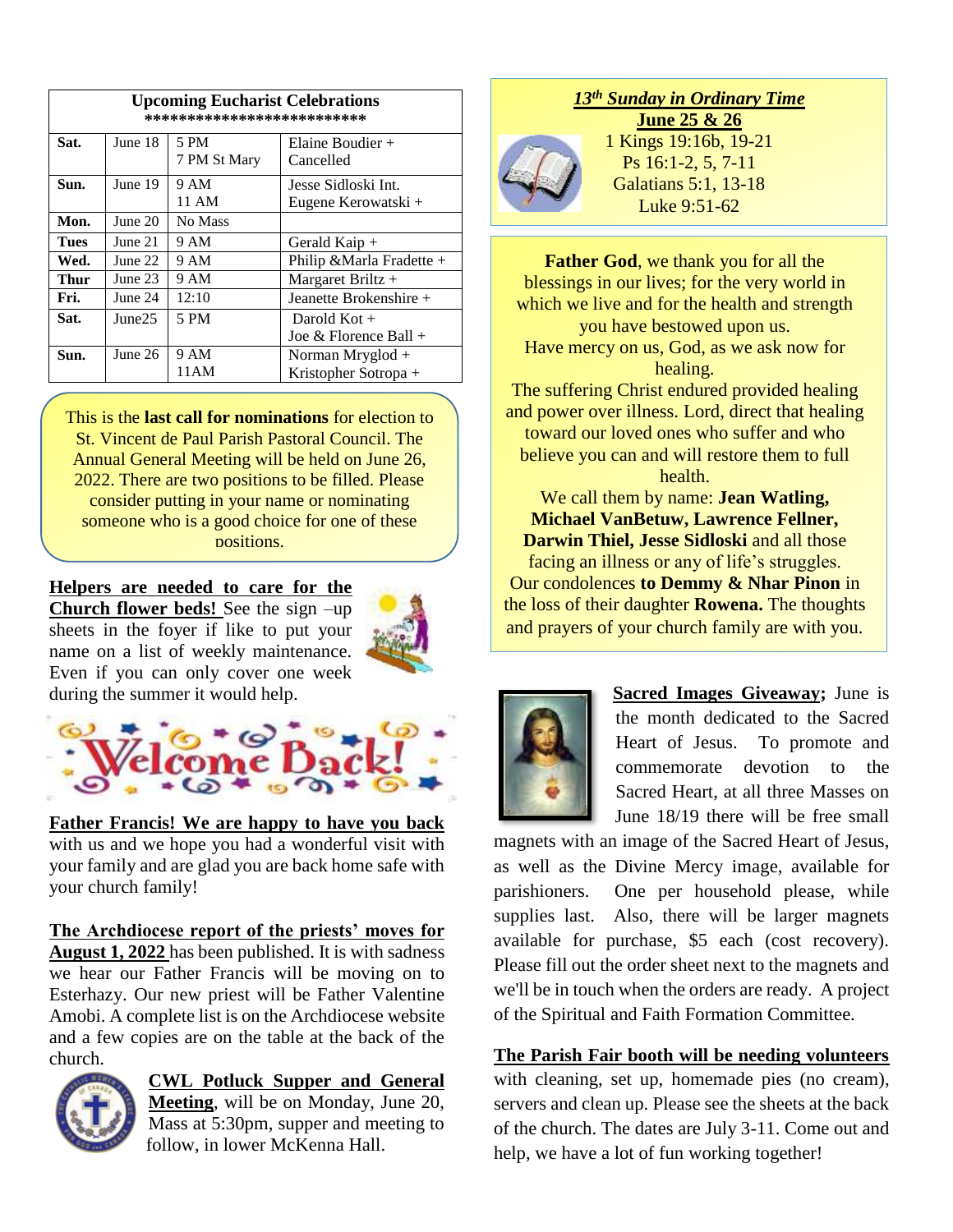| Upcoming Eucharist Celebrations | | | |
|---|---|---|---|
| **Sat.** | June 18 | 5 PM<br>7 PM St Mary | Elaine Boudier +<br>Cancelled |
| **Sun.** | June 19 | 9 AM<br>11 AM | Jesse Sidloski Int.<br>Eugene Kerowatski + |
| **Mon.** | June 20 | No Mass | |
| **Tues** | June 21 | 9 AM | Gerald Kaip + |
| **Wed.** | June 22 | 9 AM | Philip &Marla Fradette + |
| **Thur** | June 23 | 9 AM | Margaret Briltz + |
| **Fri.** | June 24 | 12:10 | Jeanette Brokenshire + |
| **Sat.** | June25 | 5 PM | Darold Kot +<br>Joe & Florence Ball + |
| **Sun.** | June 26 | 9 AM<br>11AM | Norman Mryglod +<br>Kristopher Sotropa + |

This is the **last call for nominations** for election to St. Vincent de Paul Parish Pastoral Council. The Annual General Meeting will be held on June 26, 2022. There are two positions to be filled. Please consider putting in your name or nominating someone who is a good choice for one of these positions.

**Helpers are needed to care for the Church flower beds!** See the sign –up sheets in the foyer if like to put your name on a list of weekly maintenance. Even if you can only cover one week during the summer it would help.

Welcome Back!

**Father Francis! We are happy to have you back** with us and we hope you had a wonderful visit with your family and are glad you are back home safe with your church family!

**The Archdiocese report of the priests' moves for August 1, 2022** has been published. It is with sadness we hear our Father Francis will be moving on to Esterhazy. Our new priest will be Father Valentine Amobi. A complete list is on the Archdiocese website and a few copies are on the table at the back of the church.

**CWL Potluck Supper and General Meeting**, will be on Monday, June 20, Mass at 5:30pm, supper and meeting to follow, in lower McKenna Hall.

***13th Sunday in Ordinary Time***
**June 25 & 26**
1 Kings 19:16b, 19-21
Ps 16:1-2, 5, 7-11
Galatians 5:1, 13-18
Luke 9:51-62

**Father God**, we thank you for all the blessings in our lives; for the very world in which we live and for the health and strength you have bestowed upon us.
Have mercy on us, God, as we ask now for healing.
The suffering Christ endured provided healing and power over illness. Lord, direct that healing toward our loved ones who suffer and who believe you can and will restore them to full health.
We call them by name: **Jean Watling, Michael VanBetuw, Lawrence Fellner, Darwin Thiel, Jesse Sidloski** and all those facing an illness or any of life's struggles.
Our condolences **to Demmy & Nhar Pinon** in the loss of their daughter **Rowena.** The thoughts and prayers of your church family are with you.

**Sacred Images Giveaway;** June is the month dedicated to the Sacred Heart of Jesus. To promote and commemorate devotion to the Sacred Heart, at all three Masses on June 18/19 there will be free small magnets with an image of the Sacred Heart of Jesus, as well as the Divine Mercy image, available for parishioners. One per household please, while supplies last. Also, there will be larger magnets available for purchase, $5 each (cost recovery). Please fill out the order sheet next to the magnets and we'll be in touch when the orders are ready. A project of the Spiritual and Faith Formation Committee.

**The Parish Fair booth will be needing volunteers** with cleaning, set up, homemade pies (no cream), servers and clean up. Please see the sheets at the back of the church. The dates are July 3-11. Come out and help, we have a lot of fun working together!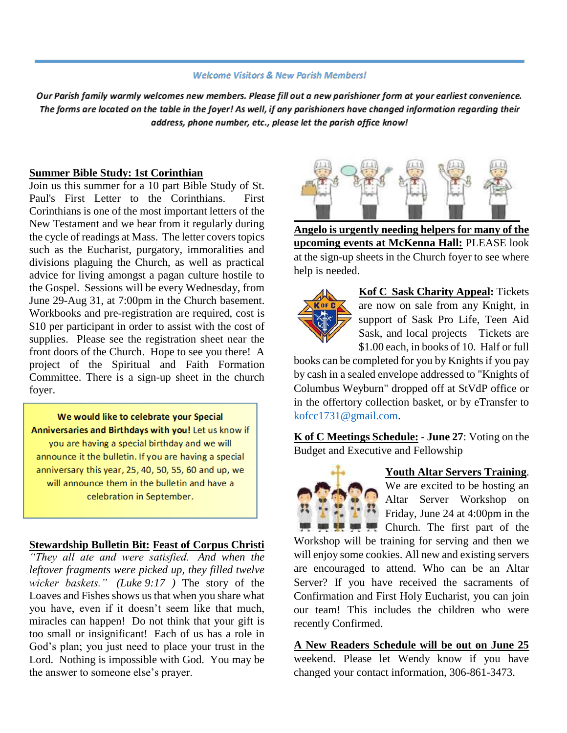**Welcome Visitors & New Parish Members!**

***Our Parish family warmly welcomes new members. Please fill out a new parishioner form at your earliest convenience. The forms are located on the table in the foyer! As well, if any parishioners have changed information regarding their address, phone number, etc., please let the parish office know!***

**Summer Bible Study: 1st Corinthian**

Join us this summer for a 10 part Bible Study of St. Paul's First Letter to the Corinthians. First Corinthians is one of the most important letters of the New Testament and we hear from it regularly during the cycle of readings at Mass. The letter covers topics such as the Eucharist, purgatory, immoralities and divisions plaguing the Church, as well as practical advice for living amongst a pagan culture hostile to the Gospel. Sessions will be every Wednesday, from June 29-Aug 31, at 7:00pm in the Church basement. Workbooks and pre-registration are required, cost is $10 per participant in order to assist with the cost of supplies. Please see the registration sheet near the front doors of the Church. Hope to see you there! A project of the Spiritual and Faith Formation Committee. There is a sign-up sheet in the church foyer.

**We would like to celebrate your Special Anniversaries and Birthdays with you!** Let us know if you are having a special birthday and we will announce it the bulletin. If you are having a special anniversary this year, 25, 40, 50, 55, 60 and up, we will announce them in the bulletin and have a celebration in September.

**Stewardship Bulletin Bit: Feast of Corpus Christi**

*"They all ate and were satisfied. And when the leftover fragments were picked up, they filled twelve wicker baskets." (Luke 9:17 )* The story of the Loaves and Fishes shows us that when you share what you have, even if it doesn't seem like that much, miracles can happen! Do not think that your gift is too small or insignificant! Each of us has a role in God's plan; you just need to place your trust in the Lord. Nothing is impossible with God. You may be the answer to someone else's prayer.

**Angelo is urgently needing helpers for many of the upcoming events at McKenna Hall:** PLEASE look at the sign-up sheets in the Church foyer to see where help is needed.

**Kof C Sask Charity Appeal:** Tickets are now on sale from any Knight, in support of Sask Pro Life, Teen Aid Sask, and local projects Tickets are $1.00 each, in books of 10. Half or full books can be completed for you by Knights if you pay by cash in a sealed envelope addressed to "Knights of Columbus Weyburn" dropped off at StVdP office or in the offertory collection basket, or by eTransfer to kofcc1731@gmail.com.

**K of C Meetings Schedule:** - **June 27**: Voting on the Budget and Executive and Fellowship

**Youth Altar Servers Training**. We are excited to be hosting an Altar Server Workshop on Friday, June 24 at 4:00pm in the Church. The first part of the Workshop will be training for serving and then we will enjoy some cookies. All new and existing servers are encouraged to attend. Who can be an Altar Server? If you have received the sacraments of Confirmation and First Holy Eucharist, you can join our team! This includes the children who were recently Confirmed.

**A New Readers Schedule will be out on June 25** weekend. Please let Wendy know if you have changed your contact information, 306-861-3473.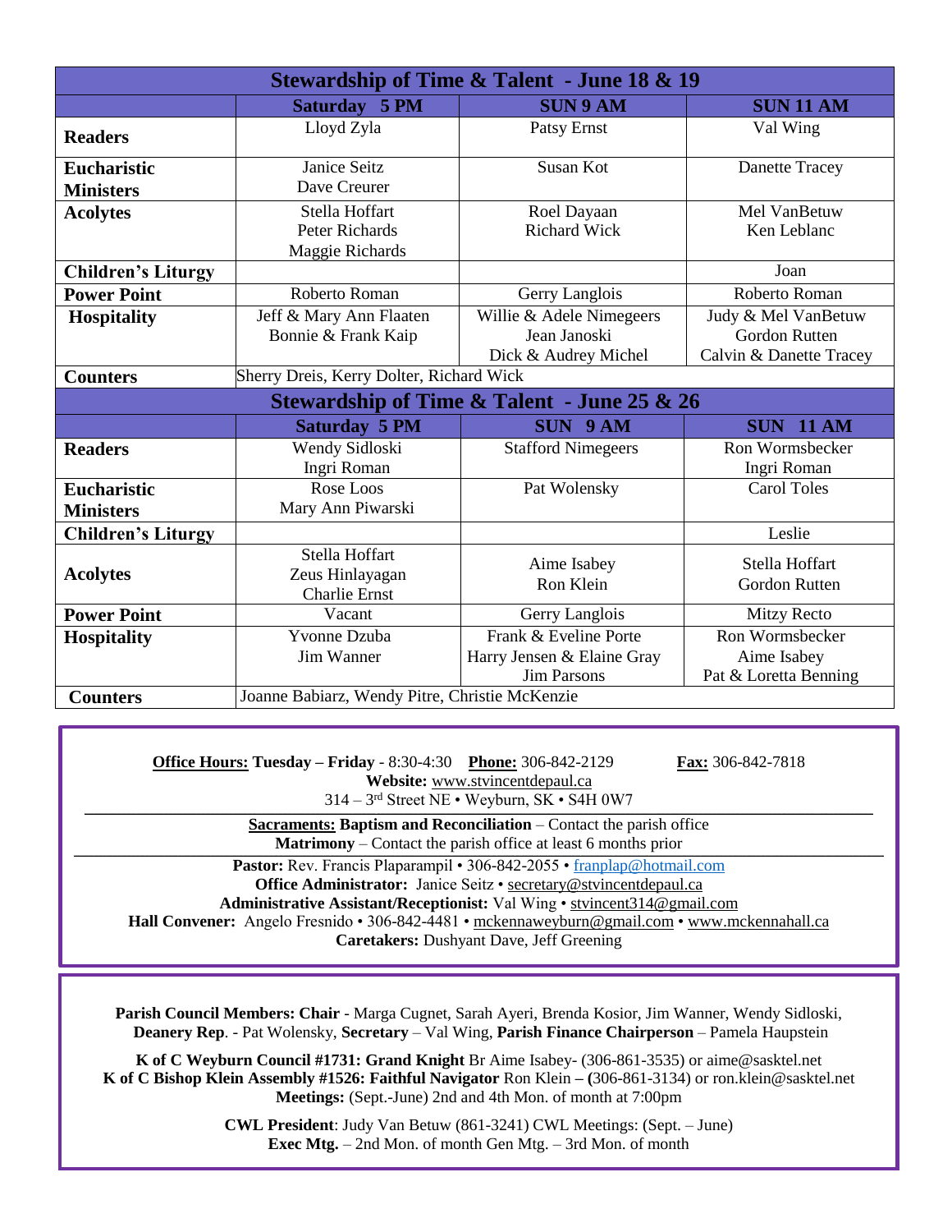| Stewardship of Time & Talent - June 18 & 19 | | | |
|---|---|---|---|
| | **Saturday 5 PM** | **SUN 9 AM** | **SUN 11 AM** |
| **Readers** | Lloyd Zyla | Patsy Ernst | Val Wing |
| **Eucharistic Ministers** | Janice Seitz<br>Dave Creurer | Susan Kot | Danette Tracey |
| **Acolytes** | Stella Hoffart<br>Peter Richards<br>Maggie Richards | Roel Dayaan<br>Richard Wick | Mel VanBetuw<br>Ken Leblanc |
| **Children's Liturgy** | | | Joan |
| **Power Point** | Roberto Roman | Gerry Langlois | Roberto Roman |
| **Hospitality** | Jeff & Mary Ann Flaaten<br>Bonnie & Frank Kaip | Willie & Adele Nimegeers<br>Jean Janoski<br>Dick & Audrey Michel | Judy & Mel VanBetuw<br>Gordon Rutten<br>Calvin & Danette Tracey |
| **Counters** | Sherry Dreis, Kerry Dolter, Richard Wick | | |

| Stewardship of Time & Talent - June 25 & 26 | | | |
|---|---|---|---|
| | **Saturday 5 PM** | **SUN 9 AM** | **SUN 11 AM** |
| **Readers** | Wendy Sidloski<br>Ingri Roman | Stafford Nimegeers | Ron Wormsbecker<br>Ingri Roman |
| **Eucharistic Ministers** | Rose Loos<br>Mary Ann Piwarski | Pat Wolensky | Carol Toles |
| **Children's Liturgy** | | | Leslie |
| **Acolytes** | Stella Hoffart<br>Zeus Hinlayagan<br>Charlie Ernst | Aime Isabey<br>Ron Klein | Stella Hoffart<br>Gordon Rutten |
| **Power Point** | Vacant | Gerry Langlois | Mitzy Recto |
| **Hospitality** | Yvonne Dzuba<br>Jim Wanner | Frank & Eveline Porte<br>Harry Jensen & Elaine Gray<br>Jim Parsons | Ron Wormsbecker<br>Aime Isabey<br>Pat & Loretta Benning |
| **Counters** | Joanne Babiarz, Wendy Pitre, Christie McKenzie | | |

**Office Hours: Tuesday – Friday** - 8:30-4:30 **Phone:** 306-842-2129 **Fax:** 306-842-7818
**Website:** www.stvincentdepaul.ca
314 – 3rd Street NE • Weyburn, SK • S4H 0W7

---

**Sacraments: Baptism and Reconciliation** – Contact the parish office
**Matrimony** – Contact the parish office at least 6 months prior

---

**Pastor:** Rev. Francis Plaparampil • 306-842-2055 • franplap@hotmail.com
**Office Administrator:** Janice Seitz • secretary@stvincentdepaul.ca
**Administrative Assistant/Receptionist:** Val Wing • stvincent314@gmail.com
**Hall Convener:** Angelo Fresnido • 306-842-4481 • mckennaweyburn@gmail.com • www.mckennahall.ca
**Caretakers:** Dushyant Dave, Jeff Greening

**Parish Council Members: Chair** - Marga Cugnet, Sarah Ayeri, Brenda Kosior, Jim Wanner, Wendy Sidloski, **Deanery Rep**. - Pat Wolensky, **Secretary** – Val Wing, **Parish Finance Chairperson** – Pamela Haupstein

**K of C Weyburn Council #1731: Grand Knight** Br Aime Isabey- (306-861-3535) or aime@sasktel.net
**K of C Bishop Klein Assembly #1526: Faithful Navigator** Ron Klein – (306-861-3134) or ron.klein@sasktel.net
**Meetings:** (Sept.-June) 2nd and 4th Mon. of month at 7:00pm

**CWL President**: Judy Van Betuw (861-3241) CWL Meetings: (Sept. – June)
**Exec Mtg.** – 2nd Mon. of month Gen Mtg. – 3rd Mon. of month